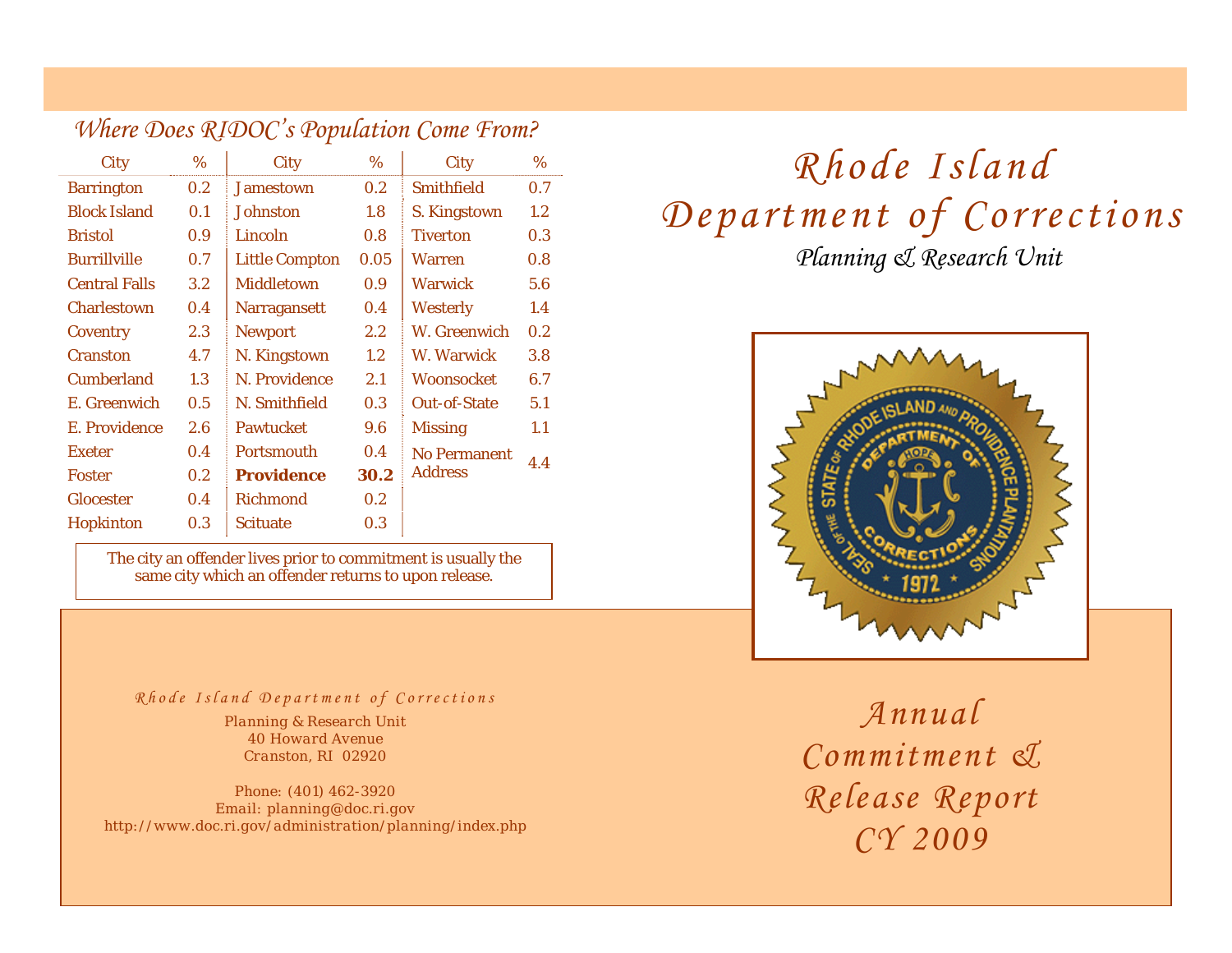## Where Does RIDOC's Population Come From?

| City | % | City | % | City | % |
|---|---|---|---|---|---|
| Barrington | 0.2 | Jamestown | 0.2 | Smithfield | 0.7 |
| Block Island | 0.1 | Johnston | 1.8 | S. Kingstown | 1.2 |
| Bristol | 0.9 | Lincoln | 0.8 | Tiverton | 0.3 |
| Burrillville | 0.7 | Little Compton | 0.05 | Warren | 0.8 |
| Central Falls | 3.2 | Middletown | 0.9 | Warwick | 5.6 |
| Charlestown | 0.4 | Narragansett | 0.4 | Westerly | 1.4 |
| Coventry | 2.3 | Newport | 2.2 | W. Greenwich | 0.2 |
| Cranston | 4.7 | N. Kingstown | 1.2 | W. Warwick | 3.8 |
| Cumberland | 1.3 | N. Providence | 2.1 | Woonsocket | 6.7 |
| E. Greenwich | 0.5 | N. Smithfield | 0.3 | Out-of-State | 5.1 |
| E. Providence | 2.6 | Pawtucket | 9.6 | Missing | 1.1 |
| Exeter | 0.4 | Portsmouth | 0.4 | No Permanent Address | 4.4 |
| Foster | 0.2 | **Providence** | **30.2** | | |
| Glocester | 0.4 | Richmond | 0.2 | | |
| Hopkinton | 0.3 | Scituate | 0.3 | | |

The city an offender lives prior to commitment is usually the same city which an offender returns to upon release.

*Rhode Island Department of Corrections*

Planning & Research Unit
40 Howard Avenue
Cranston, RI 02920

Phone: (401) 462-3920
Email: planning@doc.ri.gov
http://www.doc.ri.gov/administration/planning/index.php

# Rhode Island Department of Corrections

*Planning & Research Unit*

# Annual Commitment & Release Report CY 2009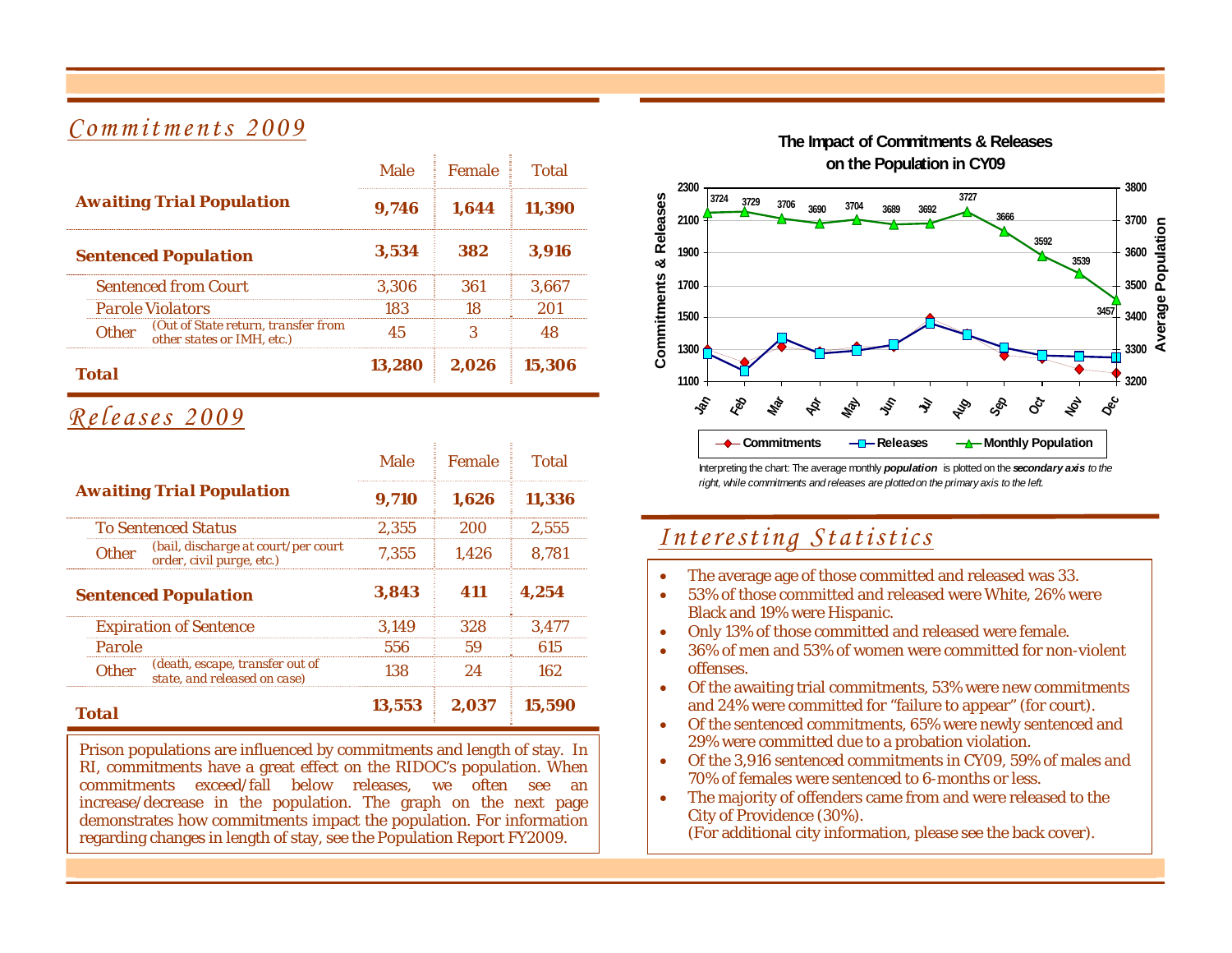## *Commitments 2009*

| | Male | Female | Total |
|---|---|---|---|
| **Awaiting Trial Population** | **9,746** | **1,644** | **11,390** |
| **Sentenced Population** | **3,534** | **382** | **3,916** |
| Sentenced from Court | 3,306 | 361 | 3,667 |
| Parole Violators | 183 | 18 | 201 |
| Other (Out of State return, transfer from other states or IMH, etc.) | 45 | 3 | 48 |
| **Total** | **13,280** | **2,026** | **15,306** |

## *Releases 2009*

| | Male | Female | Total |
|---|---|---|---|
| **Awaiting Trial Population** | **9,710** | **1,626** | **11,336** |
| To Sentenced Status | 2,355 | 200 | 2,555 |
| Other (bail, discharge at court/per court order, civil purge, etc.) | 7,355 | 1,426 | 8,781 |
| **Sentenced Population** | **3,843** | **411** | **4,254** |
| Expiration of Sentence | 3,149 | 328 | 3,477 |
| Parole | 556 | 59 | 615 |
| Other (death, escape, transfer out of state, and released on case) | 138 | 24 | 162 |
| **Total** | **13,553** | **2,037** | **15,590** |

Prison populations are influenced by commitments and length of stay. In RI, commitments have a great effect on the RIDOC's population. When commitments exceed/fall below releases, we often see an increase/decrease in the population. The graph on the next page demonstrates how commitments impact the population. For information regarding changes in length of stay, see the Population Report FY2009.

**The Impact of Commitments & Releases on the Population in CY09**

Commitments & Releases: 1100, 1300, 1500, 1700, 1900, 2100, 2300

Average Population: 3200, 3300, 3400, 3500, 3600, 3700, 3800

Jan, Feb, Mar, Apr, May, Jun, Jul, Aug, Sep, Oct, Nov, Dec

3724, 3729, 3706, 3690, 3704, 3689, 3692, 3727, 3666, 3592, 3539, 3457

Commitments — Releases — Monthly Population

Interpreting the chart: The average monthly ***population*** is plotted on the ***secondary axis*** *to the right, while commitments and releases are plotted on the primary axis to the left.*

## *Interesting Statistics*

- The average age of those committed and released was 33.
- 53% of those committed and released were White, 26% were Black and 19% were Hispanic.
- Only 13% of those committed and released were female.
- 36% of men and 53% of women were committed for non-violent offenses.
- Of the awaiting trial commitments, 53% were new commitments and 24% were committed for "failure to appear" (for court).
- Of the sentenced commitments, 65% were newly sentenced and 29% were committed due to a probation violation.
- Of the 3,916 sentenced commitments in CY09, 59% of males and 70% of females were sentenced to 6-months or less.
- The majority of offenders came from and were released to the City of Providence (30%).
  (For additional city information, please see the back cover).